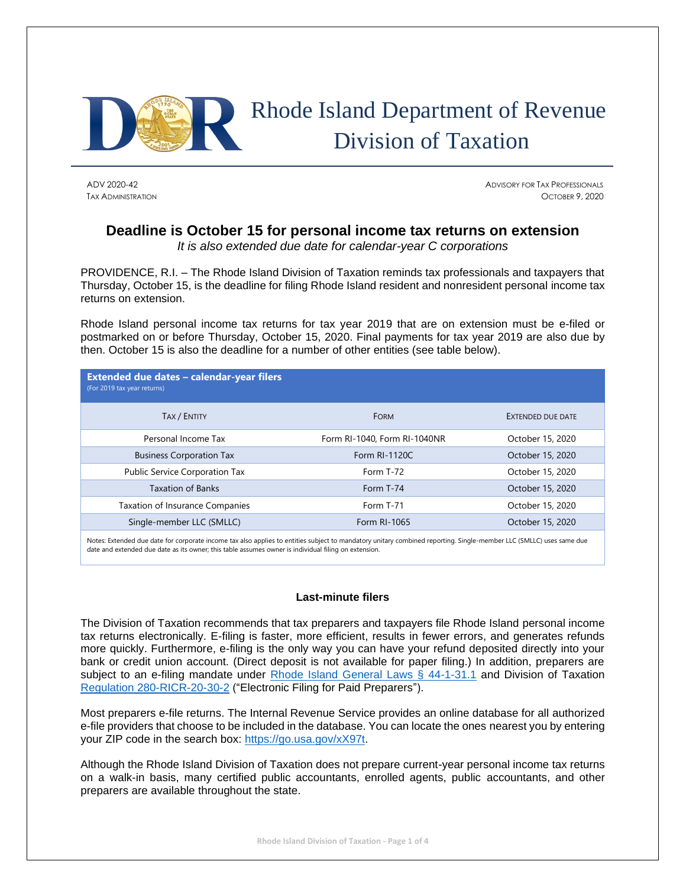# Rhode Island Department of Revenue Division of Taxation

ADV 2020-42
TAX ADMINISTRATION

ADVISORY FOR TAX PROFESSIONALS
OCTOBER 9, 2020

## Deadline is October 15 for personal income tax returns on extension

*It is also extended due date for calendar-year C corporations*

PROVIDENCE, R.I. – The Rhode Island Division of Taxation reminds tax professionals and taxpayers that Thursday, October 15, is the deadline for filing Rhode Island resident and nonresident personal income tax returns on extension.

Rhode Island personal income tax returns for tax year 2019 that are on extension must be e-filed or postmarked on or before Thursday, October 15, 2020. Final payments for tax year 2019 are also due by then. October 15 is also the deadline for a number of other entities (see table below).

**Extended due dates – calendar-year filers**
(For 2019 tax year returns)

| TAX / ENTITY | FORM | EXTENDED DUE DATE |
|---|---|---|
| Personal Income Tax | Form RI-1040, Form RI-1040NR | October 15, 2020 |
| Business Corporation Tax | Form RI-1120C | October 15, 2020 |
| Public Service Corporation Tax | Form T-72 | October 15, 2020 |
| Taxation of Banks | Form T-74 | October 15, 2020 |
| Taxation of Insurance Companies | Form T-71 | October 15, 2020 |
| Single-member LLC (SMLLC) | Form RI-1065 | October 15, 2020 |

Notes: Extended due date for corporate income tax also applies to entities subject to mandatory unitary combined reporting. Single-member LLC (SMLLC) uses same due date and extended due date as its owner; this table assumes owner is individual filing on extension.

### Last-minute filers

The Division of Taxation recommends that tax preparers and taxpayers file Rhode Island personal income tax returns electronically. E-filing is faster, more efficient, results in fewer errors, and generates refunds more quickly. Furthermore, e-filing is the only way you can have your refund deposited directly into your bank or credit union account. (Direct deposit is not available for paper filing.) In addition, preparers are subject to an e-filing mandate under Rhode Island General Laws § 44-1-31.1 and Division of Taxation Regulation 280-RICR-20-30-2 ("Electronic Filing for Paid Preparers").

Most preparers e-file returns. The Internal Revenue Service provides an online database for all authorized e-file providers that choose to be included in the database. You can locate the ones nearest you by entering your ZIP code in the search box: https://go.usa.gov/xX97t.

Although the Rhode Island Division of Taxation does not prepare current-year personal income tax returns on a walk-in basis, many certified public accountants, enrolled agents, public accountants, and other preparers are available throughout the state.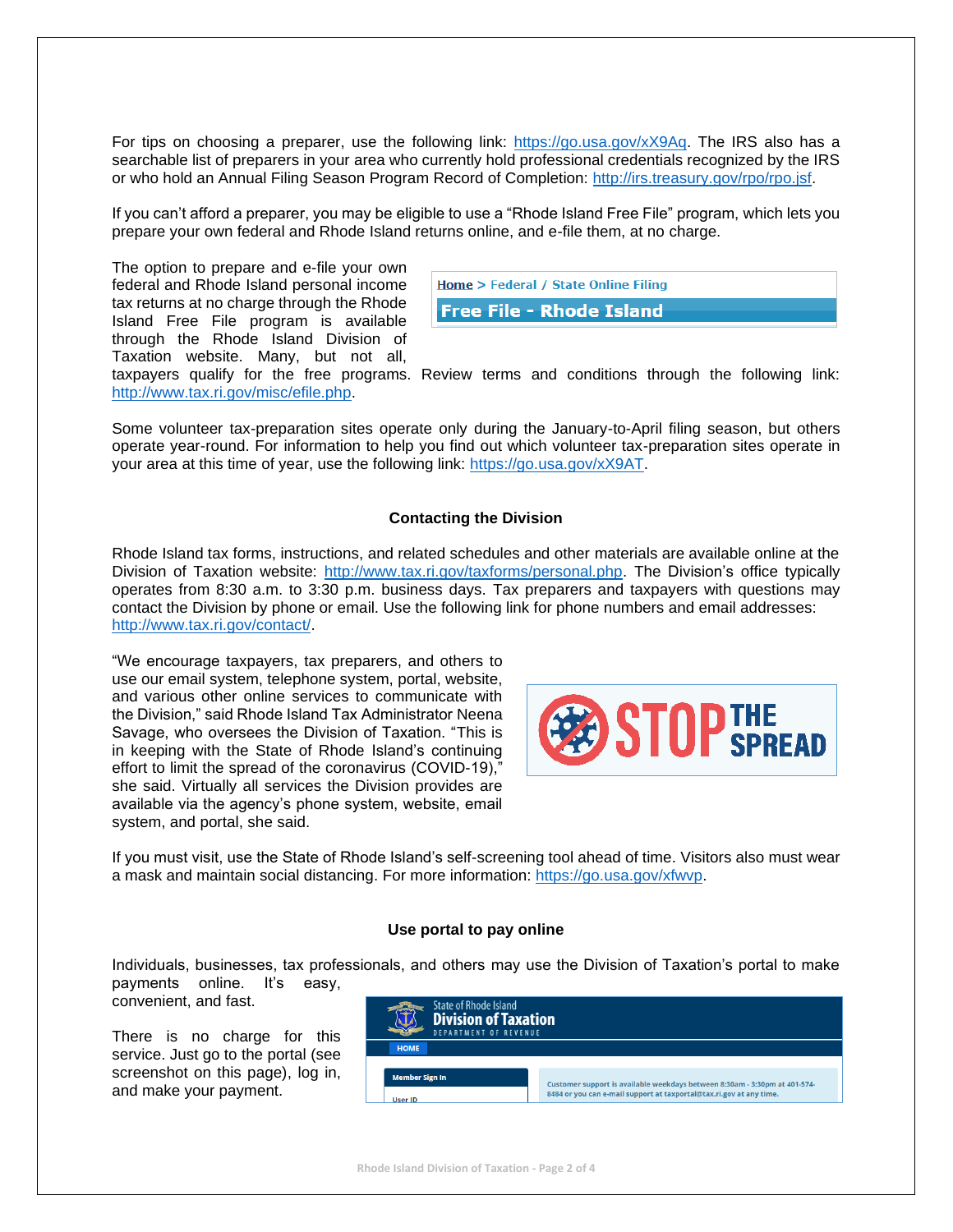For tips on choosing a preparer, use the following link: https://go.usa.gov/xX9Aq. The IRS also has a searchable list of preparers in your area who currently hold professional credentials recognized by the IRS or who hold an Annual Filing Season Program Record of Completion: http://irs.treasury.gov/rpo/rpo.jsf.

If you can't afford a preparer, you may be eligible to use a "Rhode Island Free File" program, which lets you prepare your own federal and Rhode Island returns online, and e-file them, at no charge.

The option to prepare and e-file your own federal and Rhode Island personal income tax returns at no charge through the Rhode Island Free File program is available through the Rhode Island Division of Taxation website. Many, but not all, taxpayers qualify for the free programs. Review terms and conditions through the following link: http://www.tax.ri.gov/misc/efile.php.

Some volunteer tax-preparation sites operate only during the January-to-April filing season, but others operate year-round. For information to help you find out which volunteer tax-preparation sites operate in your area at this time of year, use the following link: https://go.usa.gov/xX9AT.

## Contacting the Division

Rhode Island tax forms, instructions, and related schedules and other materials are available online at the Division of Taxation website: http://www.tax.ri.gov/taxforms/personal.php. The Division's office typically operates from 8:30 a.m. to 3:30 p.m. business days. Tax preparers and taxpayers with questions may contact the Division by phone or email. Use the following link for phone numbers and email addresses: http://www.tax.ri.gov/contact/.

"We encourage taxpayers, tax preparers, and others to use our email system, telephone system, portal, website, and various other online services to communicate with the Division," said Rhode Island Tax Administrator Neena Savage, who oversees the Division of Taxation. "This is in keeping with the State of Rhode Island's continuing effort to limit the spread of the coronavirus (COVID-19)," she said. Virtually all services the Division provides are available via the agency's phone system, website, email system, and portal, she said.

If you must visit, use the State of Rhode Island's self-screening tool ahead of time. Visitors also must wear a mask and maintain social distancing. For more information: https://go.usa.gov/xfwvp.

## Use portal to pay online

Individuals, businesses, tax professionals, and others may use the Division of Taxation's portal to make payments online. It's easy, convenient, and fast.

There is no charge for this service. Just go to the portal (see screenshot on this page), log in, and make your payment.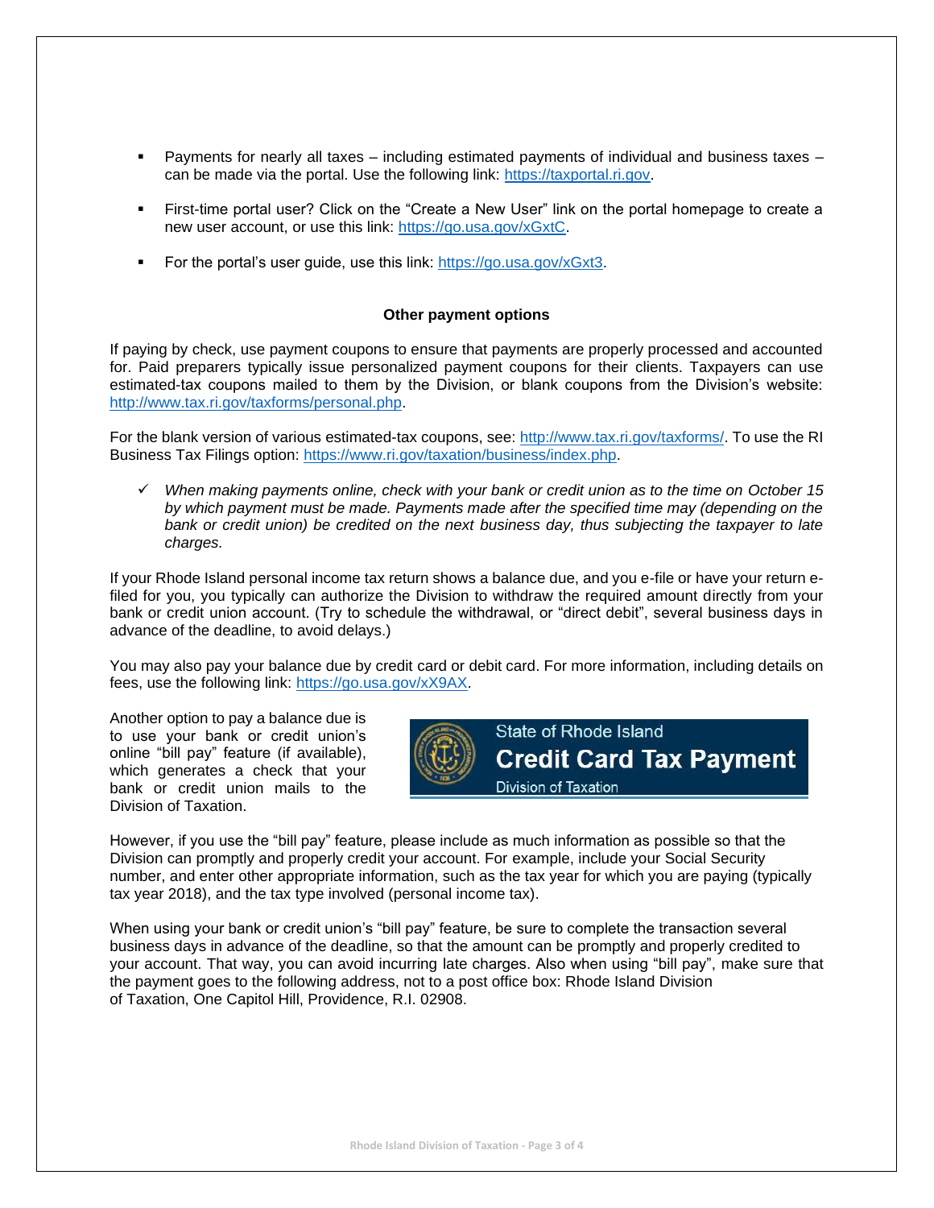- Payments for nearly all taxes – including estimated payments of individual and business taxes – can be made via the portal. Use the following link: https://taxportal.ri.gov.

- First-time portal user? Click on the "Create a New User" link on the portal homepage to create a new user account, or use this link: https://go.usa.gov/xGxtC.

- For the portal's user guide, use this link: https://go.usa.gov/xGxt3.

**Other payment options**

If paying by check, use payment coupons to ensure that payments are properly processed and accounted for. Paid preparers typically issue personalized payment coupons for their clients. Taxpayers can use estimated-tax coupons mailed to them by the Division, or blank coupons from the Division's website: http://www.tax.ri.gov/taxforms/personal.php.

For the blank version of various estimated-tax coupons, see: http://www.tax.ri.gov/taxforms/. To use the RI Business Tax Filings option: https://www.ri.gov/taxation/business/index.php.

- ✓ *When making payments online, check with your bank or credit union as to the time on October 15 by which payment must be made. Payments made after the specified time may (depending on the bank or credit union) be credited on the next business day, thus subjecting the taxpayer to late charges.*

If your Rhode Island personal income tax return shows a balance due, and you e-file or have your return e-filed for you, you typically can authorize the Division to withdraw the required amount directly from your bank or credit union account. (Try to schedule the withdrawal, or "direct debit", several business days in advance of the deadline, to avoid delays.)

You may also pay your balance due by credit card or debit card. For more information, including details on fees, use the following link: https://go.usa.gov/xX9AX.

Another option to pay a balance due is to use your bank or credit union's online "bill pay" feature (if available), which generates a check that your bank or credit union mails to the Division of Taxation.

State of Rhode Island
**Credit Card Tax Payment**
Division of Taxation

However, if you use the "bill pay" feature, please include as much information as possible so that the Division can promptly and properly credit your account. For example, include your Social Security number, and enter other appropriate information, such as the tax year for which you are paying (typically tax year 2018), and the tax type involved (personal income tax).

When using your bank or credit union's "bill pay" feature, be sure to complete the transaction several business days in advance of the deadline, so that the amount can be promptly and properly credited to your account. That way, you can avoid incurring late charges. Also when using "bill pay", make sure that the payment goes to the following address, not to a post office box: Rhode Island Division of Taxation, One Capitol Hill, Providence, R.I. 02908.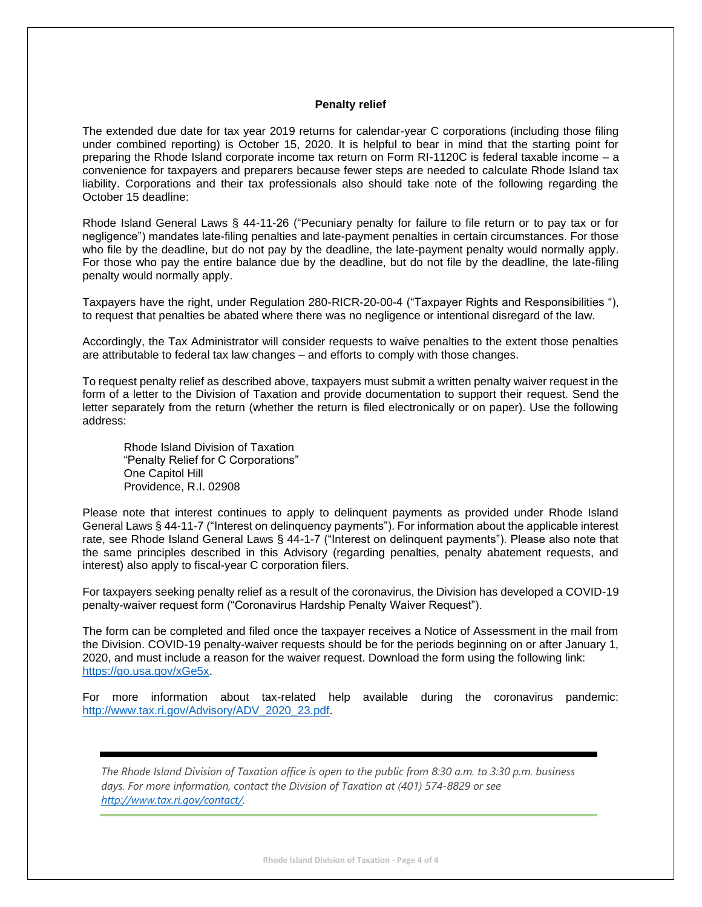**Penalty relief**

The extended due date for tax year 2019 returns for calendar-year C corporations (including those filing under combined reporting) is October 15, 2020. It is helpful to bear in mind that the starting point for preparing the Rhode Island corporate income tax return on Form RI-1120C is federal taxable income – a convenience for taxpayers and preparers because fewer steps are needed to calculate Rhode Island tax liability. Corporations and their tax professionals also should take note of the following regarding the October 15 deadline:

Rhode Island General Laws § 44-11-26 ("Pecuniary penalty for failure to file return or to pay tax or for negligence") mandates late-filing penalties and late-payment penalties in certain circumstances. For those who file by the deadline, but do not pay by the deadline, the late-payment penalty would normally apply. For those who pay the entire balance due by the deadline, but do not file by the deadline, the late-filing penalty would normally apply.

Taxpayers have the right, under Regulation 280-RICR-20-00-4 ("Taxpayer Rights and Responsibilities "), to request that penalties be abated where there was no negligence or intentional disregard of the law.

Accordingly, the Tax Administrator will consider requests to waive penalties to the extent those penalties are attributable to federal tax law changes – and efforts to comply with those changes.

To request penalty relief as described above, taxpayers must submit a written penalty waiver request in the form of a letter to the Division of Taxation and provide documentation to support their request. Send the letter separately from the return (whether the return is filed electronically or on paper). Use the following address:

Rhode Island Division of Taxation
"Penalty Relief for C Corporations"
One Capitol Hill
Providence, R.I. 02908

Please note that interest continues to apply to delinquent payments as provided under Rhode Island General Laws § 44-11-7 ("Interest on delinquency payments"). For information about the applicable interest rate, see Rhode Island General Laws § 44-1-7 ("Interest on delinquent payments"). Please also note that the same principles described in this Advisory (regarding penalties, penalty abatement requests, and interest) also apply to fiscal-year C corporation filers.

For taxpayers seeking penalty relief as a result of the coronavirus, the Division has developed a COVID-19 penalty-waiver request form ("Coronavirus Hardship Penalty Waiver Request").

The form can be completed and filed once the taxpayer receives a Notice of Assessment in the mail from the Division. COVID-19 penalty-waiver requests should be for the periods beginning on or after January 1, 2020, and must include a reason for the waiver request. Download the form using the following link: https://go.usa.gov/xGe5x.

For more information about tax-related help available during the coronavirus pandemic: http://www.tax.ri.gov/Advisory/ADV_2020_23.pdf.

---

*The Rhode Island Division of Taxation office is open to the public from 8:30 a.m. to 3:30 p.m. business days. For more information, contact the Division of Taxation at (401) 574-8829 or see http://www.tax.ri.gov/contact/.*